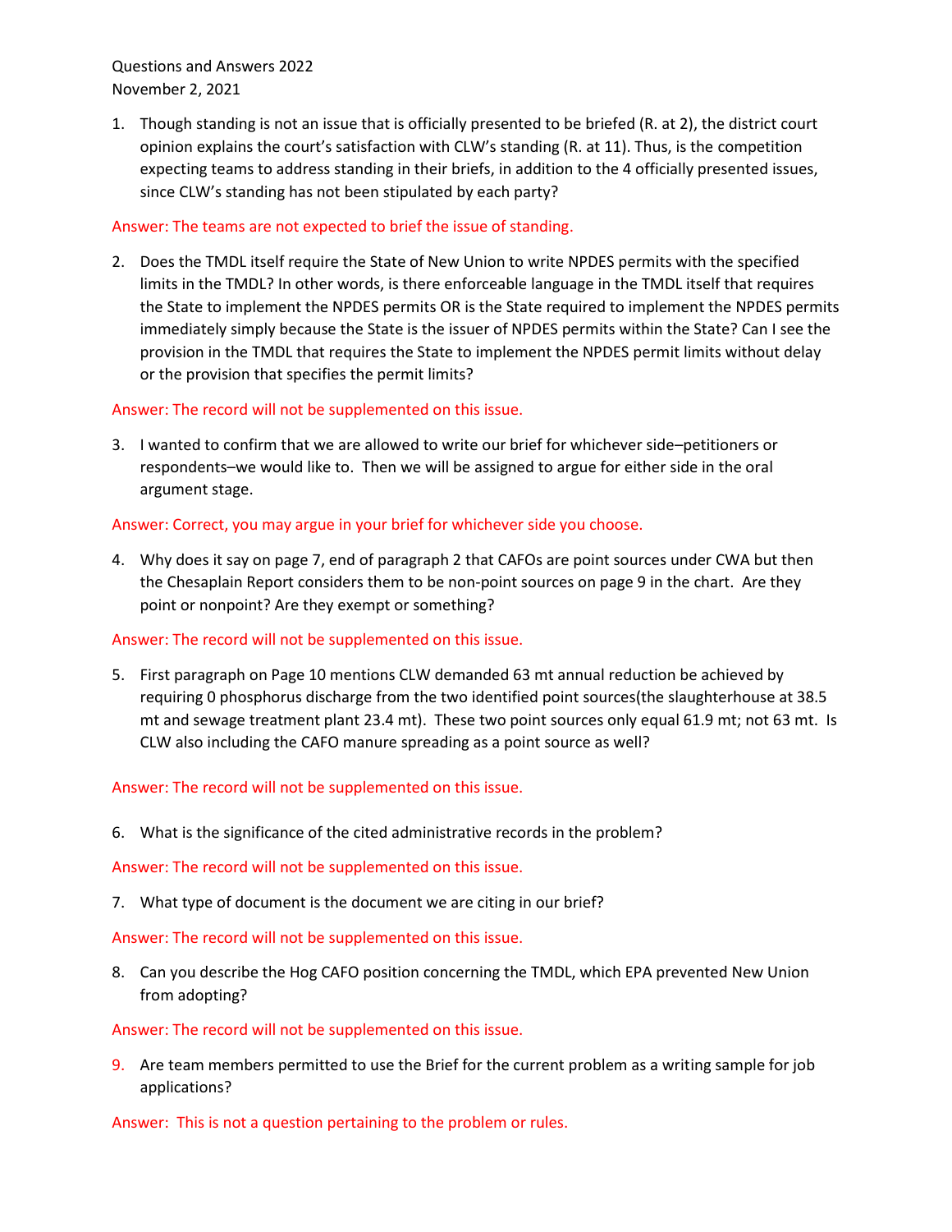Questions and Answers 2022
November 2, 2021

1. Though standing is not an issue that is officially presented to be briefed (R. at 2), the district court opinion explains the court's satisfaction with CLW's standing (R. at 11). Thus, is the competition expecting teams to address standing in their briefs, in addition to the 4 officially presented issues, since CLW's standing has not been stipulated by each party?

Answer: The teams are not expected to brief the issue of standing.

2. Does the TMDL itself require the State of New Union to write NPDES permits with the specified limits in the TMDL? In other words, is there enforceable language in the TMDL itself that requires the State to implement the NPDES permits OR is the State required to implement the NPDES permits immediately simply because the State is the issuer of NPDES permits within the State? Can I see the provision in the TMDL that requires the State to implement the NPDES permit limits without delay or the provision that specifies the permit limits?

Answer: The record will not be supplemented on this issue.

3. I wanted to confirm that we are allowed to write our brief for whichever side–petitioners or respondents–we would like to. Then we will be assigned to argue for either side in the oral argument stage.

Answer: Correct, you may argue in your brief for whichever side you choose.

4. Why does it say on page 7, end of paragraph 2 that CAFOs are point sources under CWA but then the Chesaplain Report considers them to be non-point sources on page 9 in the chart. Are they point or nonpoint? Are they exempt or something?

Answer: The record will not be supplemented on this issue.

5. First paragraph on Page 10 mentions CLW demanded 63 mt annual reduction be achieved by requiring 0 phosphorus discharge from the two identified point sources(the slaughterhouse at 38.5 mt and sewage treatment plant 23.4 mt). These two point sources only equal 61.9 mt; not 63 mt. Is CLW also including the CAFO manure spreading as a point source as well?

Answer: The record will not be supplemented on this issue.

6. What is the significance of the cited administrative records in the problem?

Answer: The record will not be supplemented on this issue.

7. What type of document is the document we are citing in our brief?

Answer: The record will not be supplemented on this issue.

8. Can you describe the Hog CAFO position concerning the TMDL, which EPA prevented New Union from adopting?

Answer: The record will not be supplemented on this issue.

9. Are team members permitted to use the Brief for the current problem as a writing sample for job applications?

Answer: This is not a question pertaining to the problem or rules.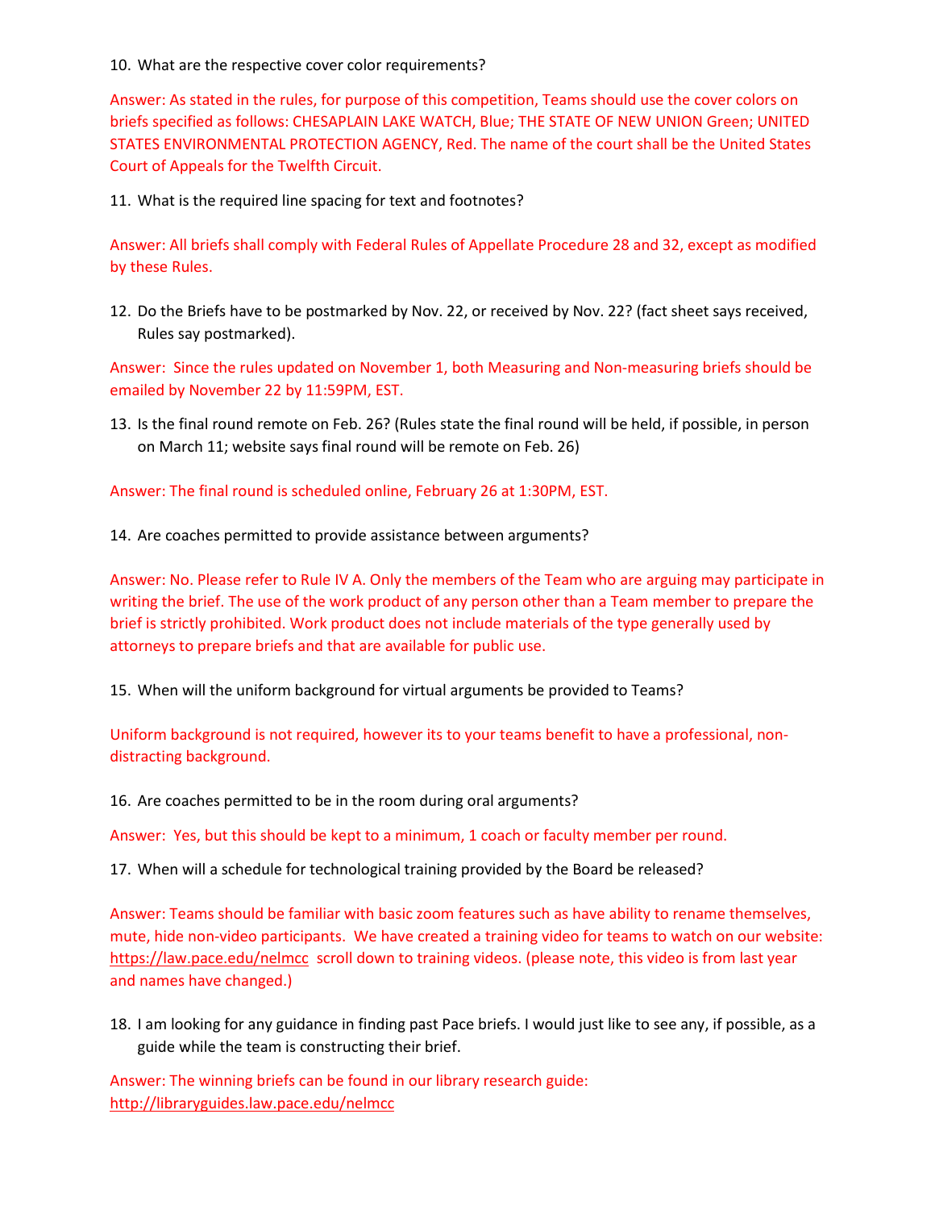10. What are the respective cover color requirements?

Answer: As stated in the rules, for purpose of this competition, Teams should use the cover colors on briefs specified as follows: CHESAPLAIN LAKE WATCH, Blue; THE STATE OF NEW UNION Green; UNITED STATES ENVIRONMENTAL PROTECTION AGENCY, Red. The name of the court shall be the United States Court of Appeals for the Twelfth Circuit.

11. What is the required line spacing for text and footnotes?

Answer: All briefs shall comply with Federal Rules of Appellate Procedure 28 and 32, except as modified by these Rules.

12. Do the Briefs have to be postmarked by Nov. 22, or received by Nov. 22? (fact sheet says received, Rules say postmarked).

Answer: Since the rules updated on November 1, both Measuring and Non-measuring briefs should be emailed by November 22 by 11:59PM, EST.

13. Is the final round remote on Feb. 26? (Rules state the final round will be held, if possible, in person on March 11; website says final round will be remote on Feb. 26)

Answer: The final round is scheduled online, February 26 at 1:30PM, EST.

14. Are coaches permitted to provide assistance between arguments?

Answer: No. Please refer to Rule IV A. Only the members of the Team who are arguing may participate in writing the brief. The use of the work product of any person other than a Team member to prepare the brief is strictly prohibited. Work product does not include materials of the type generally used by attorneys to prepare briefs and that are available for public use.

15. When will the uniform background for virtual arguments be provided to Teams?

Uniform background is not required, however its to your teams benefit to have a professional, non-distracting background.

16. Are coaches permitted to be in the room during oral arguments?

Answer: Yes, but this should be kept to a minimum, 1 coach or faculty member per round.

17. When will a schedule for technological training provided by the Board be released?

Answer: Teams should be familiar with basic zoom features such as have ability to rename themselves, mute, hide non-video participants. We have created a training video for teams to watch on our website: https://law.pace.edu/nelmcc scroll down to training videos. (please note, this video is from last year and names have changed.)

18. I am looking for any guidance in finding past Pace briefs. I would just like to see any, if possible, as a guide while the team is constructing their brief.

Answer: The winning briefs can be found in our library research guide: http://libraryguides.law.pace.edu/nelmcc